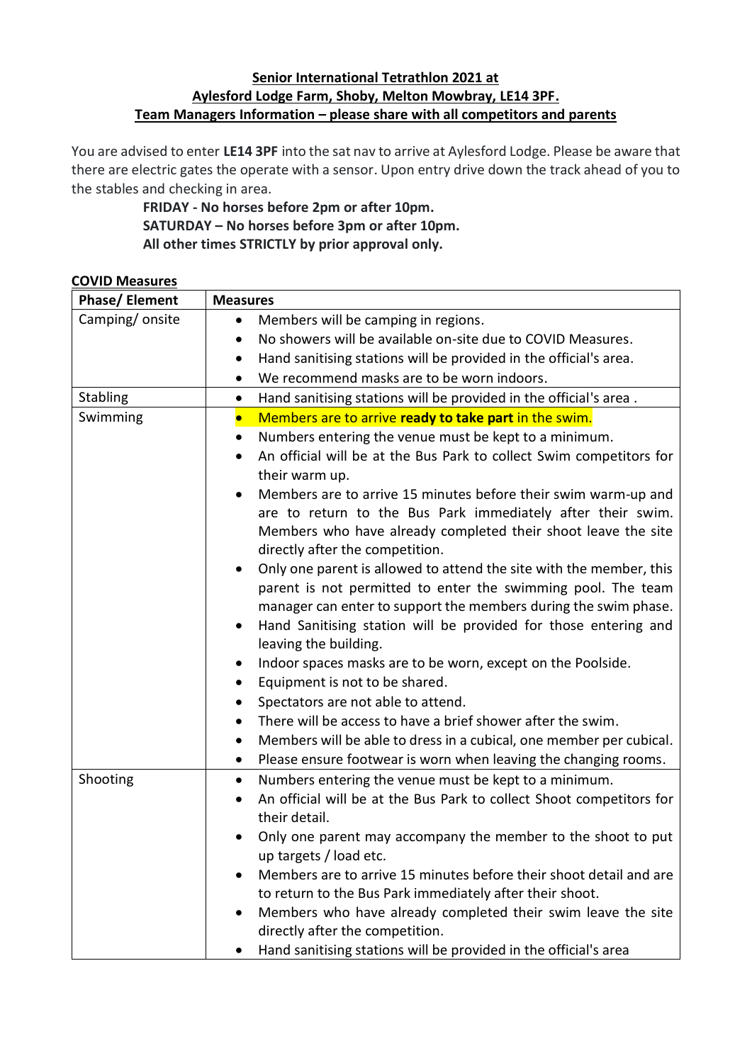**Senior International Tetrathlon 2021 at**
**Aylesford Lodge Farm, Shoby, Melton Mowbray, LE14 3PF.**
**Team Managers Information – please share with all competitors and parents**

You are advised to enter **LE14 3PF** into the sat nav to arrive at Aylesford Lodge. Please be aware that there are electric gates the operate with a sensor. Upon entry drive down the track ahead of you to the stables and checking in area.

**FRIDAY - No horses before 2pm or after 10pm.**
**SATURDAY – No horses before 3pm or after 10pm.**
**All other times STRICTLY by prior approval only.**

**COVID Measures**

| Phase/ Element | Measures |
|---|---|
| Camping/ onsite | • Members will be camping in regions.<br>• No showers will be available on-site due to COVID Measures.<br>• Hand sanitising stations will be provided in the official's area.<br>• We recommend masks are to be worn indoors. |
| Stabling | • Hand sanitising stations will be provided in the official's area . |
| Swimming | • Members are to arrive **ready to take part** in the swim.<br>• Numbers entering the venue must be kept to a minimum.<br>• An official will be at the Bus Park to collect Swim competitors for their warm up.<br>• Members are to arrive 15 minutes before their swim warm-up and are to return to the Bus Park immediately after their swim. Members who have already completed their shoot leave the site directly after the competition.<br>• Only one parent is allowed to attend the site with the member, this parent is not permitted to enter the swimming pool. The team manager can enter to support the members during the swim phase.<br>• Hand Sanitising station will be provided for those entering and leaving the building.<br>• Indoor spaces masks are to be worn, except on the Poolside.<br>• Equipment is not to be shared.<br>• Spectators are not able to attend.<br>• There will be access to have a brief shower after the swim.<br>• Members will be able to dress in a cubical, one member per cubical.<br>• Please ensure footwear is worn when leaving the changing rooms. |
| Shooting | • Numbers entering the venue must be kept to a minimum.<br>• An official will be at the Bus Park to collect Shoot competitors for their detail.<br>• Only one parent may accompany the member to the shoot to put up targets / load etc.<br>• Members are to arrive 15 minutes before their shoot detail and are to return to the Bus Park immediately after their shoot.<br>• Members who have already completed their swim leave the site directly after the competition.<br>• Hand sanitising stations will be provided in the official's area |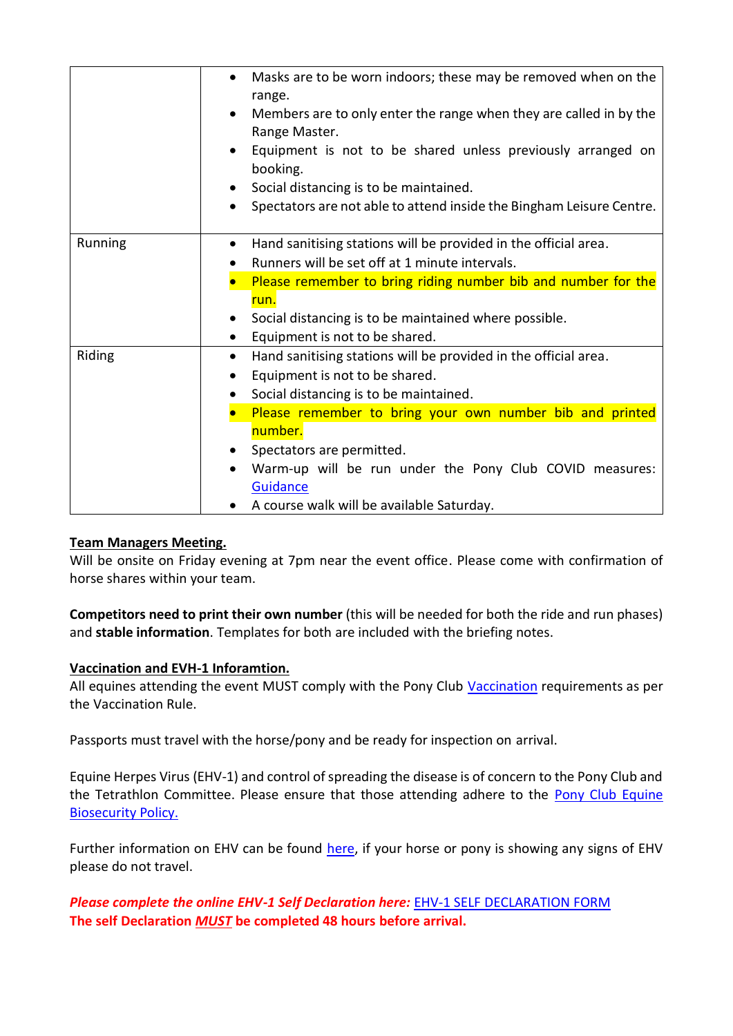| | |
|---|---|
| | • Masks are to be worn indoors; these may be removed when on the range.<br>• Members are to only enter the range when they are called in by the Range Master.<br>• Equipment is not to be shared unless previously arranged on booking.<br>• Social distancing is to be maintained.<br>• Spectators are not able to attend inside the Bingham Leisure Centre. |
| Running | • Hand sanitising stations will be provided in the official area.<br>• Runners will be set off at 1 minute intervals.<br>• Please remember to bring riding number bib and number for the run.<br>• Social distancing is to be maintained where possible.<br>• Equipment is not to be shared. |
| Riding | • Hand sanitising stations will be provided in the official area.<br>• Equipment is not to be shared.<br>• Social distancing is to be maintained.<br>• Please remember to bring your own number bib and printed number.<br>• Spectators are permitted.<br>• Warm-up will be run under the Pony Club COVID measures: Guidance<br>• A course walk will be available Saturday. |

**Team Managers Meeting.**

Will be onsite on Friday evening at 7pm near the event office. Please come with confirmation of horse shares within your team.

**Competitors need to print their own number** (this will be needed for both the ride and run phases) and **stable information**. Templates for both are included with the briefing notes.

**Vaccination and EVH-1 Inforamtion.**

All equines attending the event MUST comply with the Pony Club Vaccination requirements as per the Vaccination Rule.

Passports must travel with the horse/pony and be ready for inspection on arrival.

Equine Herpes Virus (EHV-1) and control of spreading the disease is of concern to the Pony Club and the Tetrathlon Committee. Please ensure that those attending adhere to the Pony Club Equine Biosecurity Policy.

Further information on EHV can be found here, if your horse or pony is showing any signs of EHV please do not travel.

***Please complete the online EHV-1 Self Declaration here:*** EHV-1 SELF DECLARATION FORM

**The self Declaration *MUST* be completed 48 hours before arrival.**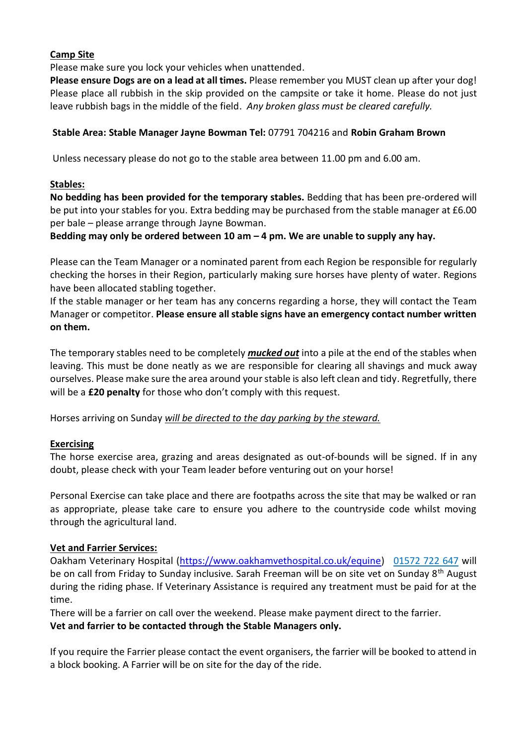**Camp Site**

Please make sure you lock your vehicles when unattended.

**Please ensure Dogs are on a lead at all times.** Please remember you MUST clean up after your dog! Please place all rubbish in the skip provided on the campsite or take it home. Please do not just leave rubbish bags in the middle of the field. *Any broken glass must be cleared carefully.*

**Stable Area: Stable Manager Jayne Bowman Tel:** 07791 704216 and **Robin Graham Brown**

Unless necessary please do not go to the stable area between 11.00 pm and 6.00 am.

**Stables:**

**No bedding has been provided for the temporary stables.** Bedding that has been pre-ordered will be put into your stables for you. Extra bedding may be purchased from the stable manager at £6.00 per bale – please arrange through Jayne Bowman.

**Bedding may only be ordered between 10 am – 4 pm. We are unable to supply any hay.**

Please can the Team Manager or a nominated parent from each Region be responsible for regularly checking the horses in their Region, particularly making sure horses have plenty of water. Regions have been allocated stabling together.

If the stable manager or her team has any concerns regarding a horse, they will contact the Team Manager or competitor. **Please ensure all stable signs have an emergency contact number written on them.**

The temporary stables need to be completely ***mucked out*** into a pile at the end of the stables when leaving. This must be done neatly as we are responsible for clearing all shavings and muck away ourselves. Please make sure the area around your stable is also left clean and tidy. Regretfully, there will be a **£20 penalty** for those who don't comply with this request.

Horses arriving on Sunday *will be directed to the day parking by the steward.*

**Exercising**

The horse exercise area, grazing and areas designated as out-of-bounds will be signed. If in any doubt, please check with your Team leader before venturing out on your horse!

Personal Exercise can take place and there are footpaths across the site that may be walked or ran as appropriate, please take care to ensure you adhere to the countryside code whilst moving through the agricultural land.

**Vet and Farrier Services:**

Oakham Veterinary Hospital (https://www.oakhamvethospital.co.uk/equine) 01572 722 647 will be on call from Friday to Sunday inclusive. Sarah Freeman will be on site vet on Sunday 8th August during the riding phase. If Veterinary Assistance is required any treatment must be paid for at the time.

There will be a farrier on call over the weekend. Please make payment direct to the farrier.

**Vet and farrier to be contacted through the Stable Managers only.**

If you require the Farrier please contact the event organisers, the farrier will be booked to attend in a block booking. A Farrier will be on site for the day of the ride.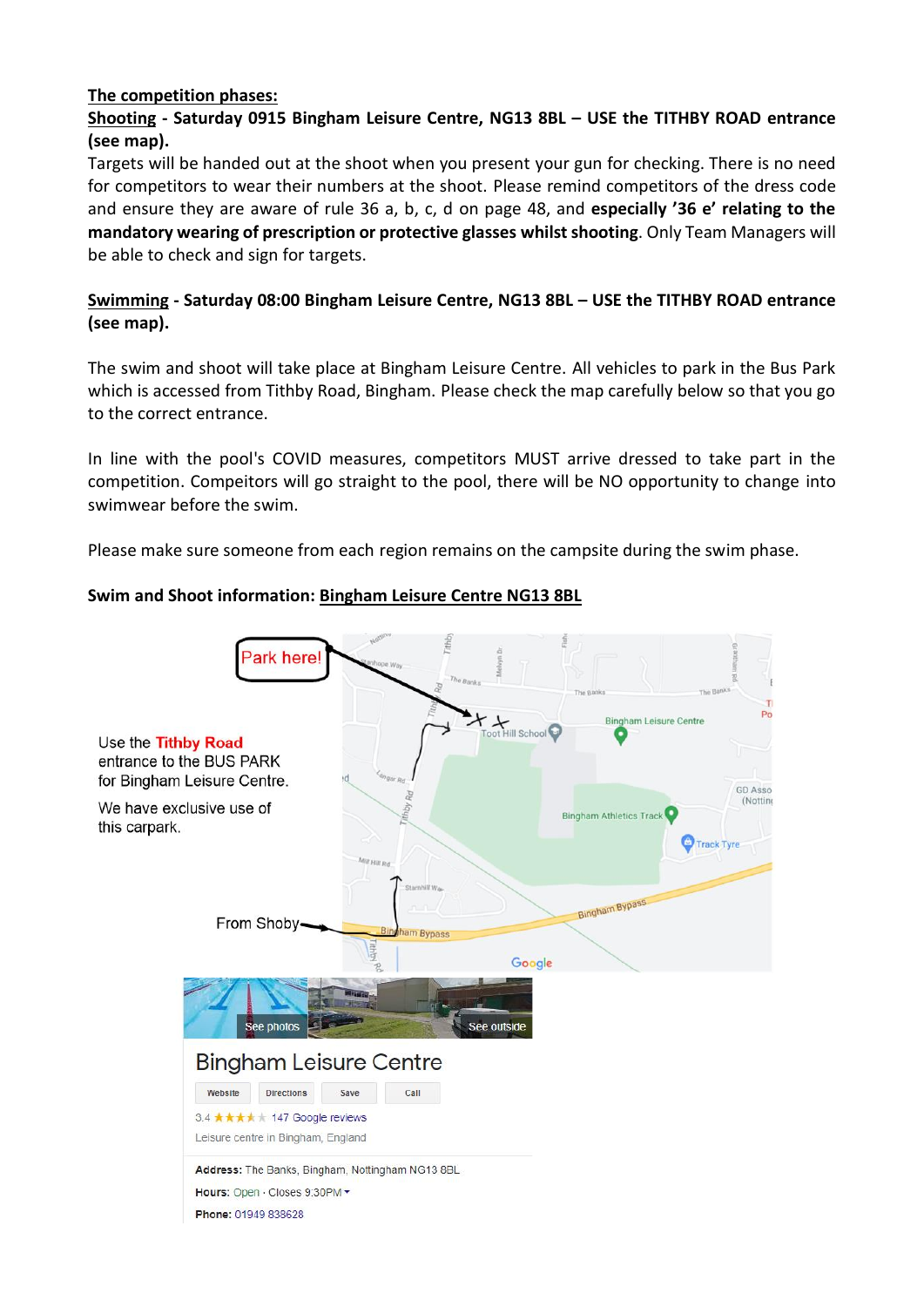**The competition phases:**

**Shooting - Saturday 0915 Bingham Leisure Centre, NG13 8BL – USE the TITHBY ROAD entrance (see map).**

Targets will be handed out at the shoot when you present your gun for checking. There is no need for competitors to wear their numbers at the shoot. Please remind competitors of the dress code and ensure they are aware of rule 36 a, b, c, d on page 48, and **especially '36 e' relating to the mandatory wearing of prescription or protective glasses whilst shooting**. Only Team Managers will be able to check and sign for targets.

**Swimming - Saturday 08:00 Bingham Leisure Centre, NG13 8BL – USE the TITHBY ROAD entrance (see map).**

The swim and shoot will take place at Bingham Leisure Centre. All vehicles to park in the Bus Park which is accessed from Tithby Road, Bingham. Please check the map carefully below so that you go to the correct entrance.

In line with the pool's COVID measures, competitors MUST arrive dressed to take part in the competition. Compeitors will go straight to the pool, there will be NO opportunity to change into swimwear before the swim.

Please make sure someone from each region remains on the campsite during the swim phase.

**Swim and Shoot information: Bingham Leisure Centre NG13 8BL**

Park here!

Use the Tithby Road entrance to the BUS PARK for Bingham Leisure Centre.

We have exclusive use of this carpark.

From Shoby

Bingham Leisure Centre

Website | Directions | Save | Call

3.4 ★★★★ 147 Google reviews

Leisure centre in Bingham, England

**Address:** The Banks, Bingham, Nottingham NG13 8BL

**Hours:** Open · Closes 9:30PM

**Phone:** 01949 838628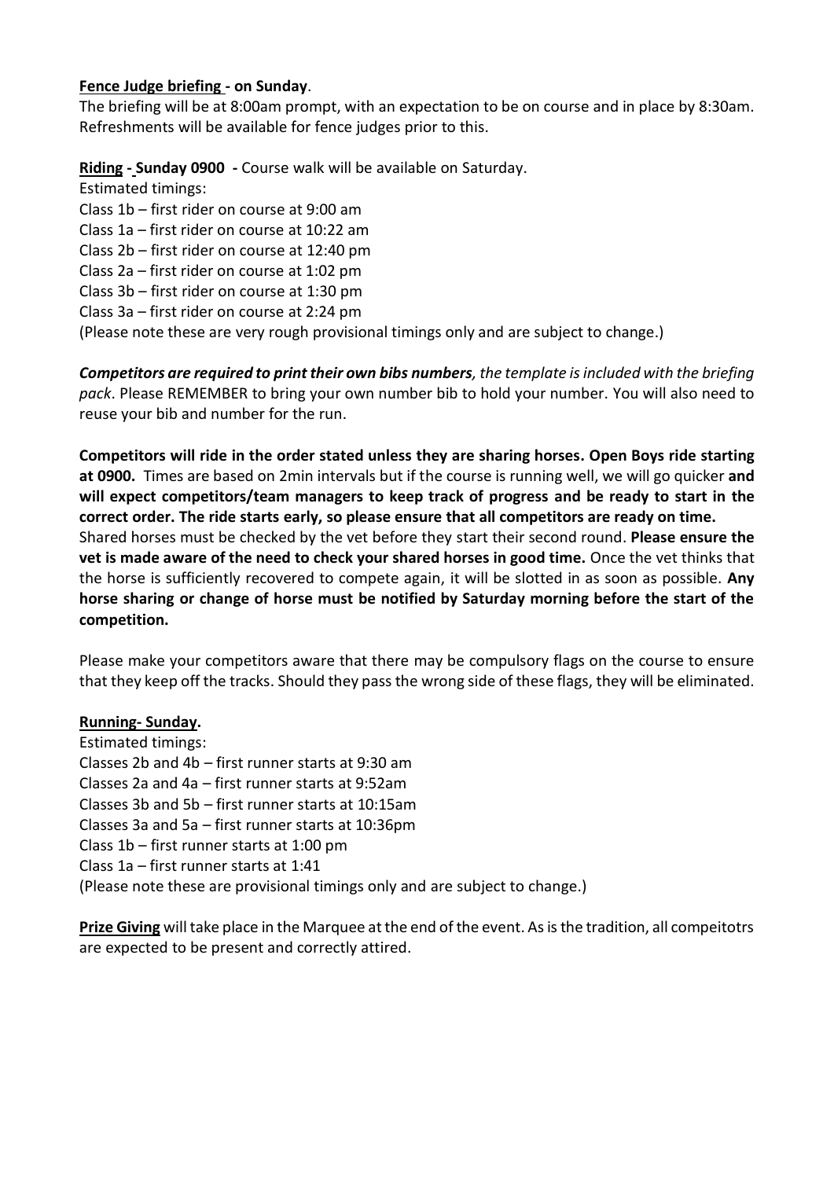**Fence Judge briefing - on Sunday**.

The briefing will be at 8:00am prompt, with an expectation to be on course and in place by 8:30am. Refreshments will be available for fence judges prior to this.

**Riding - Sunday 0900 -** Course walk will be available on Saturday.

Estimated timings:

Class 1b – first rider on course at 9:00 am
Class 1a – first rider on course at 10:22 am
Class 2b – first rider on course at 12:40 pm
Class 2a – first rider on course at 1:02 pm
Class 3b – first rider on course at 1:30 pm
Class 3a – first rider on course at 2:24 pm
(Please note these are very rough provisional timings only and are subject to change.)

***Competitors are required to print their own bibs numbers****, the template is included with the briefing pack*. Please REMEMBER to bring your own number bib to hold your number. You will also need to reuse your bib and number for the run.

**Competitors will ride in the order stated unless they are sharing horses. Open Boys ride starting at 0900.** Times are based on 2min intervals but if the course is running well, we will go quicker **and will expect competitors/team managers to keep track of progress and be ready to start in the correct order. The ride starts early, so please ensure that all competitors are ready on time.** Shared horses must be checked by the vet before they start their second round. **Please ensure the vet is made aware of the need to check your shared horses in good time.** Once the vet thinks that the horse is sufficiently recovered to compete again, it will be slotted in as soon as possible. **Any horse sharing or change of horse must be notified by Saturday morning before the start of the competition.**

Please make your competitors aware that there may be compulsory flags on the course to ensure that they keep off the tracks. Should they pass the wrong side of these flags, they will be eliminated.

**Running- Sunday.**

Estimated timings:

Classes 2b and 4b – first runner starts at 9:30 am
Classes 2a and 4a – first runner starts at 9:52am
Classes 3b and 5b – first runner starts at 10:15am
Classes 3a and 5a – first runner starts at 10:36pm
Class 1b – first runner starts at 1:00 pm
Class 1a – first runner starts at 1:41
(Please note these are provisional timings only and are subject to change.)

**Prize Giving** will take place in the Marquee at the end of the event. As is the tradition, all compeitotrs are expected to be present and correctly attired.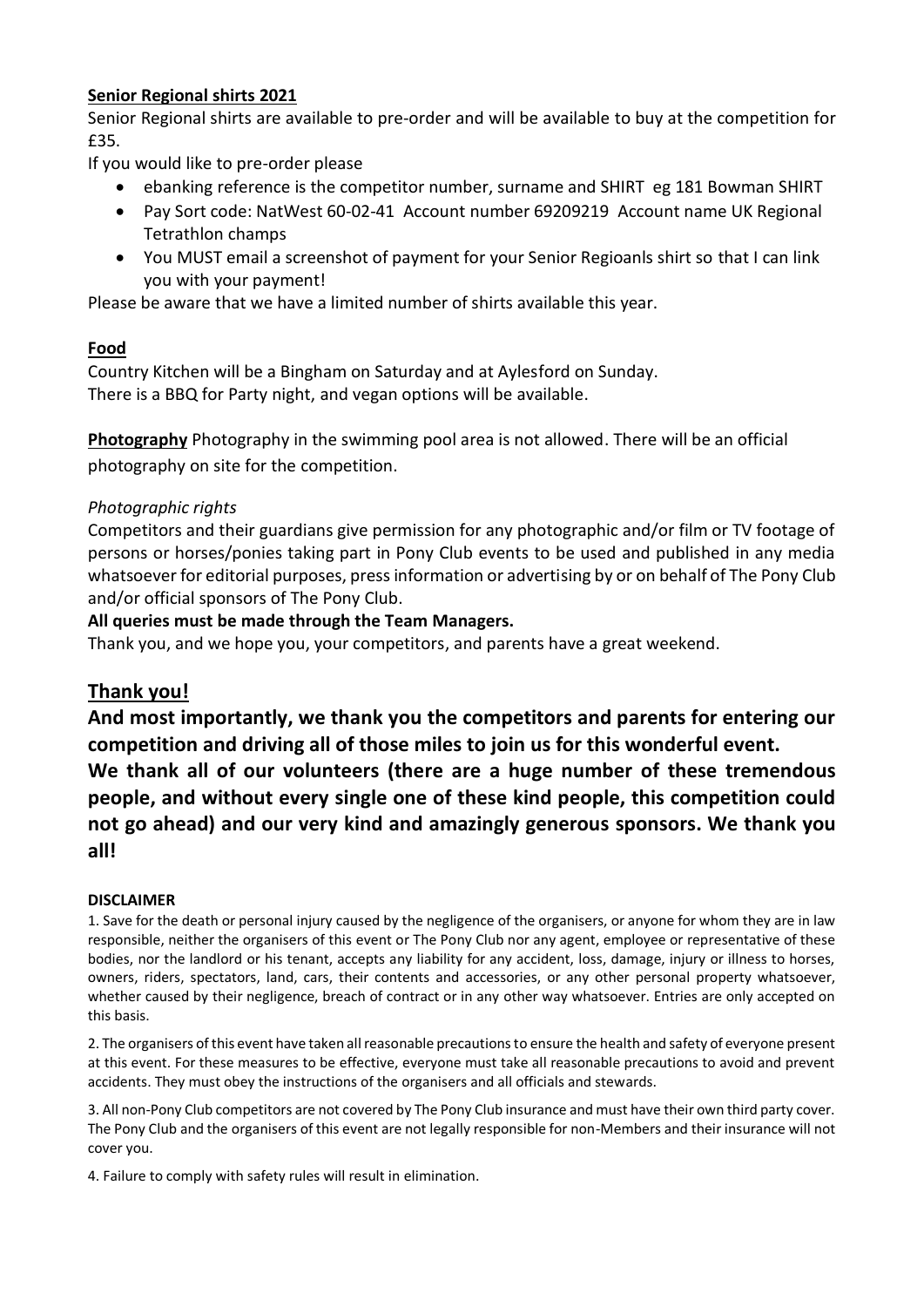**Senior Regional shirts 2021**

Senior Regional shirts are available to pre-order and will be available to buy at the competition for £35.

If you would like to pre-order please

- ebanking reference is the competitor number, surname and SHIRT eg 181 Bowman SHIRT
- Pay Sort code: NatWest 60-02-41 Account number 69209219 Account name UK Regional Tetrathlon champs
- You MUST email a screenshot of payment for your Senior Regioanls shirt so that I can link you with your payment!

Please be aware that we have a limited number of shirts available this year.

**Food**

Country Kitchen will be a Bingham on Saturday and at Aylesford on Sunday.
There is a BBQ for Party night, and vegan options will be available.

**Photography** Photography in the swimming pool area is not allowed. There will be an official photography on site for the competition.

*Photographic rights*

Competitors and their guardians give permission for any photographic and/or film or TV footage of persons or horses/ponies taking part in Pony Club events to be used and published in any media whatsoever for editorial purposes, press information or advertising by or on behalf of The Pony Club and/or official sponsors of The Pony Club.

**All queries must be made through the Team Managers.**

Thank you, and we hope you, your competitors, and parents have a great weekend.

## Thank you!

**And most importantly, we thank you the competitors and parents for entering our competition and driving all of those miles to join us for this wonderful event.**
**We thank all of our volunteers (there are a huge number of these tremendous people, and without every single one of these kind people, this competition could not go ahead) and our very kind and amazingly generous sponsors. We thank you all!**

**DISCLAIMER**

1. Save for the death or personal injury caused by the negligence of the organisers, or anyone for whom they are in law responsible, neither the organisers of this event or The Pony Club nor any agent, employee or representative of these bodies, nor the landlord or his tenant, accepts any liability for any accident, loss, damage, injury or illness to horses, owners, riders, spectators, land, cars, their contents and accessories, or any other personal property whatsoever, whether caused by their negligence, breach of contract or in any other way whatsoever. Entries are only accepted on this basis.

2. The organisers of this event have taken all reasonable precautions to ensure the health and safety of everyone present at this event. For these measures to be effective, everyone must take all reasonable precautions to avoid and prevent accidents. They must obey the instructions of the organisers and all officials and stewards.

3. All non-Pony Club competitors are not covered by The Pony Club insurance and must have their own third party cover. The Pony Club and the organisers of this event are not legally responsible for non-Members and their insurance will not cover you.

4. Failure to comply with safety rules will result in elimination.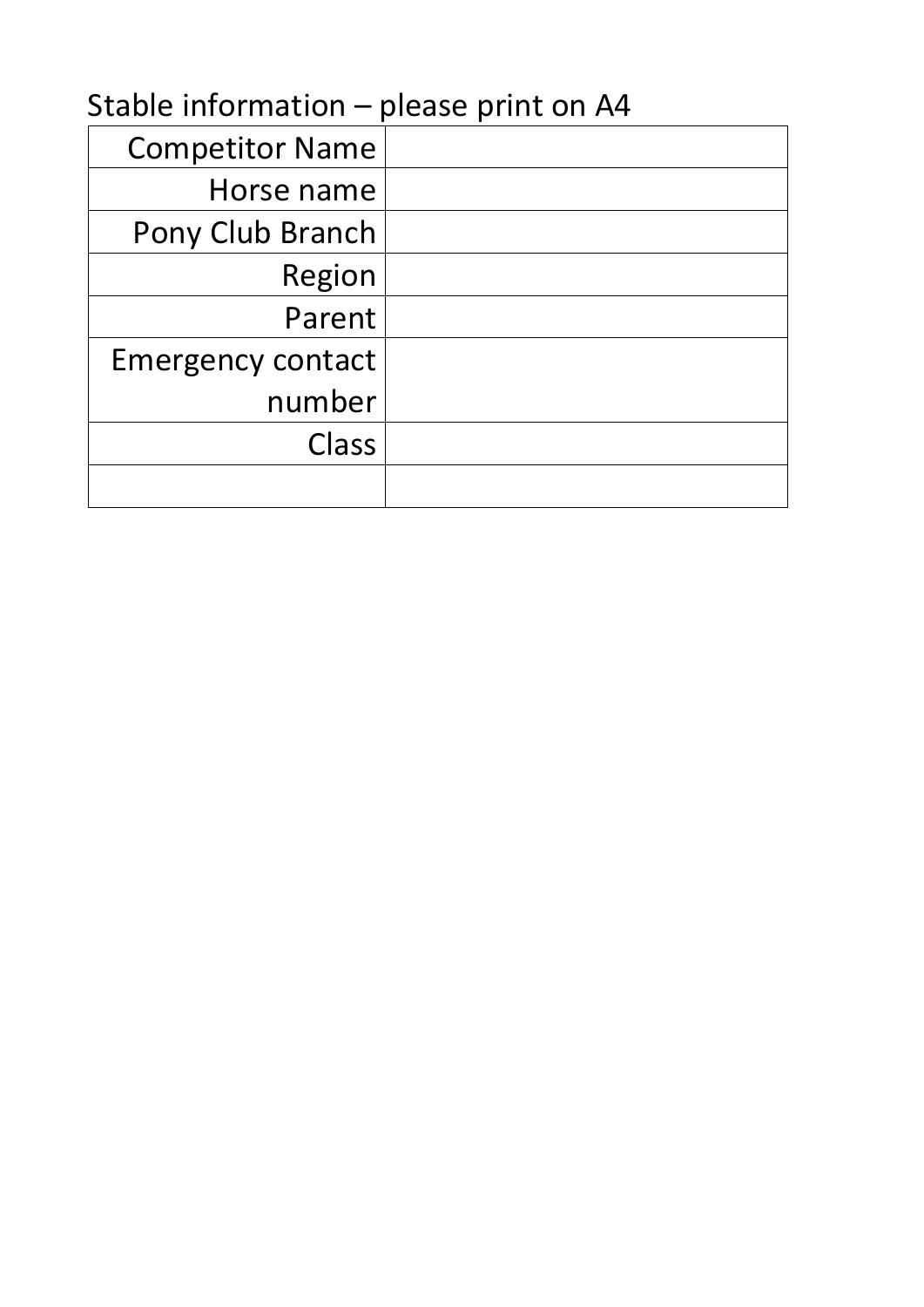Stable information – please print on A4

| | |
|---|---|
| Competitor Name | |
| Horse name | |
| Pony Club Branch | |
| Region | |
| Parent | |
| Emergency contact number | |
| Class | |
| | |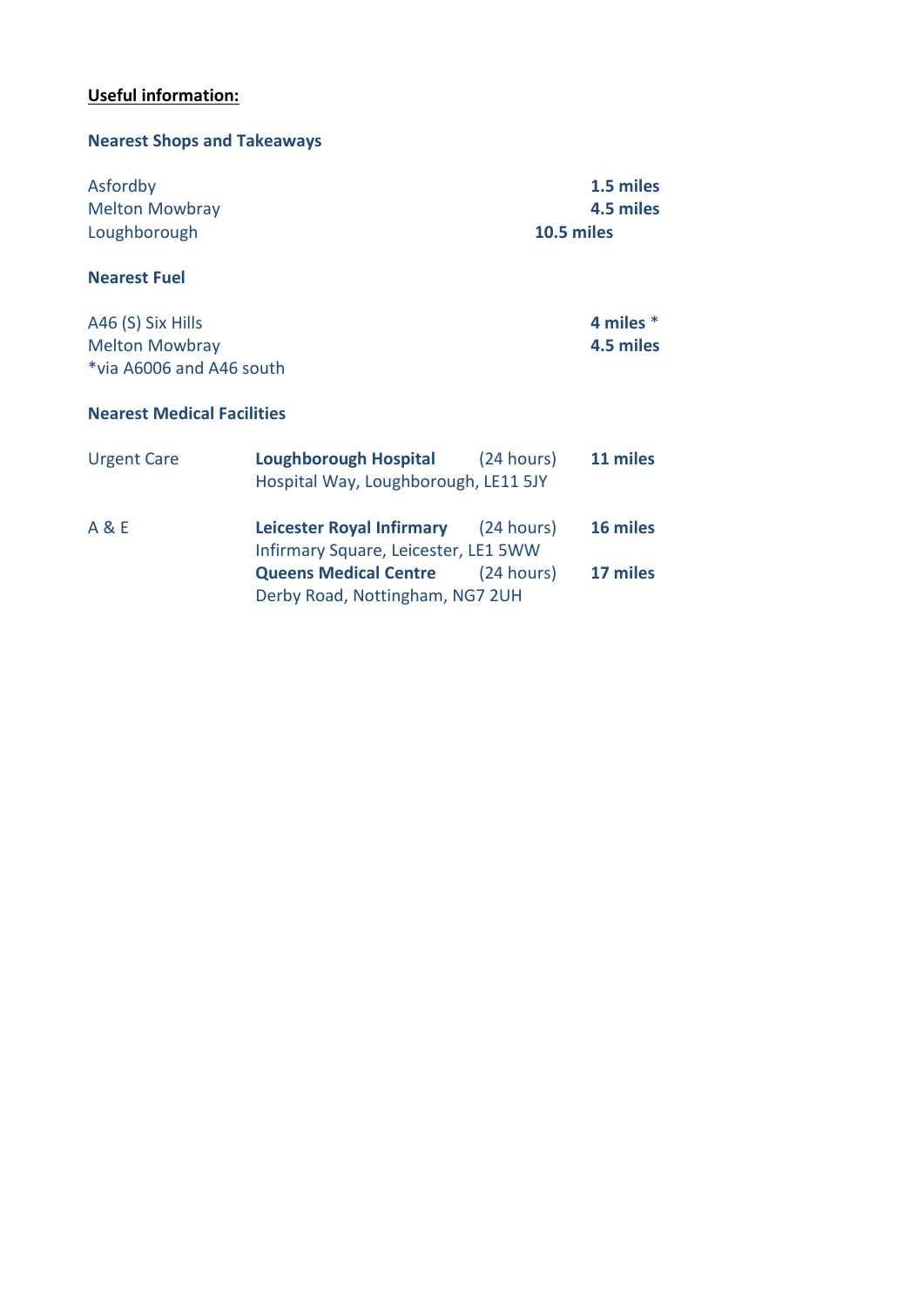**Useful information:**

### Nearest Shops and Takeaways

| | |
|---|---|
| Asfordby | **1.5 miles** |
| Melton Mowbray | **4.5 miles** |
| Loughborough | **10.5 miles** |

### Nearest Fuel

| | |
|---|---|
| A46 (S) Six Hills | **4 miles** * |
| Melton Mowbray | **4.5 miles** |

*via A6006 and A46 south

### Nearest Medical Facilities

| | | | |
|---|---|---|---|
| Urgent Care | **Loughborough Hospital**<br>Hospital Way, Loughborough, LE11 5JY | (24 hours) | **11 miles** |
| A & E | **Leicester Royal Infirmary**<br>Infirmary Square, Leicester, LE1 5WW | (24 hours) | **16 miles** |
| | **Queens Medical Centre**<br>Derby Road, Nottingham, NG7 2UH | (24 hours) | **17 miles** |